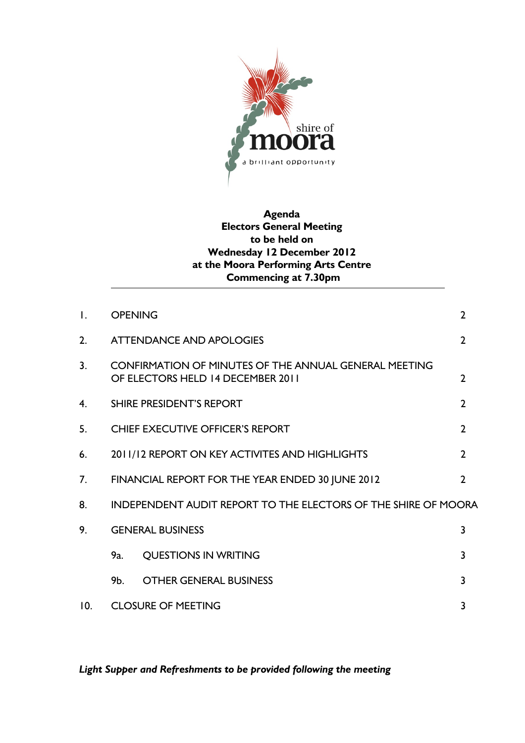shire of
**moora**
a brilliant opportunity

**Agenda**
**Electors General Meeting**
**to be held on**
**Wednesday 12 December 2012**
**at the Moora Performing Arts Centre**
**Commencing at 7.30pm**

---

| | | |
|---|---|---|
| 1. | OPENING | 2 |
| 2. | ATTENDANCE AND APOLOGIES | 2 |
| 3. | CONFIRMATION OF MINUTES OF THE ANNUAL GENERAL MEETING OF ELECTORS HELD 14 DECEMBER 2011 | 2 |
| 4. | SHIRE PRESIDENT'S REPORT | 2 |
| 5. | CHIEF EXECUTIVE OFFICER'S REPORT | 2 |
| 6. | 2011/12 REPORT ON KEY ACTIVITES AND HIGHLIGHTS | 2 |
| 7. | FINANCIAL REPORT FOR THE YEAR ENDED 30 JUNE 2012 | 2 |
| 8. | INDEPENDENT AUDIT REPORT TO THE ELECTORS OF THE SHIRE OF MOORA | |
| 9. | GENERAL BUSINESS | 3 |
| | 9a. QUESTIONS IN WRITING | 3 |
| | 9b. OTHER GENERAL BUSINESS | 3 |
| 10. | CLOSURE OF MEETING | 3 |

***Light Supper and Refreshments to be provided following the meeting***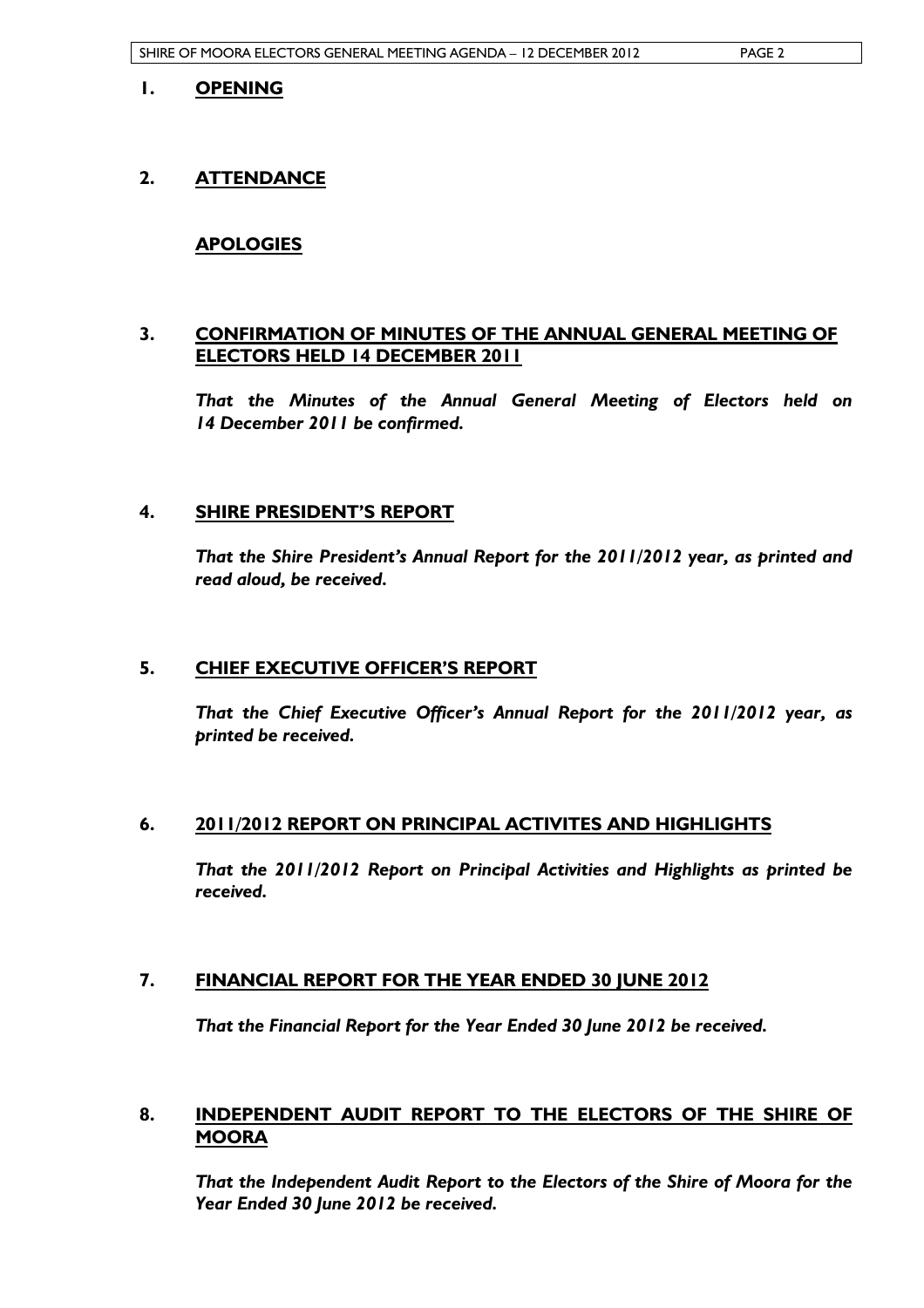## 1. OPENING

## 2. ATTENDANCE

### APOLOGIES

## 3. CONFIRMATION OF MINUTES OF THE ANNUAL GENERAL MEETING OF ELECTORS HELD 14 DECEMBER 2011

***That the Minutes of the Annual General Meeting of Electors held on 14 December 2011 be confirmed.***

## 4. SHIRE PRESIDENT'S REPORT

***That the Shire President's Annual Report for the 2011/2012 year, as printed and read aloud, be received.***

## 5. CHIEF EXECUTIVE OFFICER'S REPORT

***That the Chief Executive Officer's Annual Report for the 2011/2012 year, as printed be received.***

## 6. 2011/2012 REPORT ON PRINCIPAL ACTIVITES AND HIGHLIGHTS

***That the 2011/2012 Report on Principal Activities and Highlights as printed be received.***

## 7. FINANCIAL REPORT FOR THE YEAR ENDED 30 JUNE 2012

***That the Financial Report for the Year Ended 30 June 2012 be received.***

## 8. INDEPENDENT AUDIT REPORT TO THE ELECTORS OF THE SHIRE OF MOORA

***That the Independent Audit Report to the Electors of the Shire of Moora for the Year Ended 30 June 2012 be received.***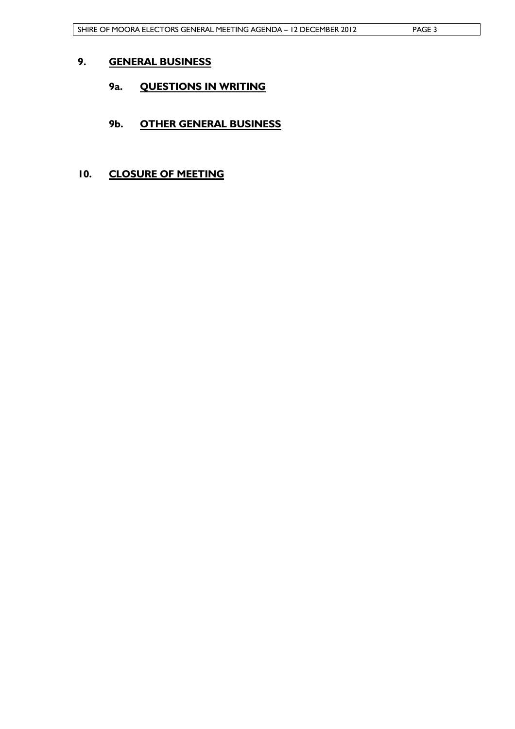## 9. GENERAL BUSINESS

### 9a. QUESTIONS IN WRITING

### 9b. OTHER GENERAL BUSINESS

## 10. CLOSURE OF MEETING